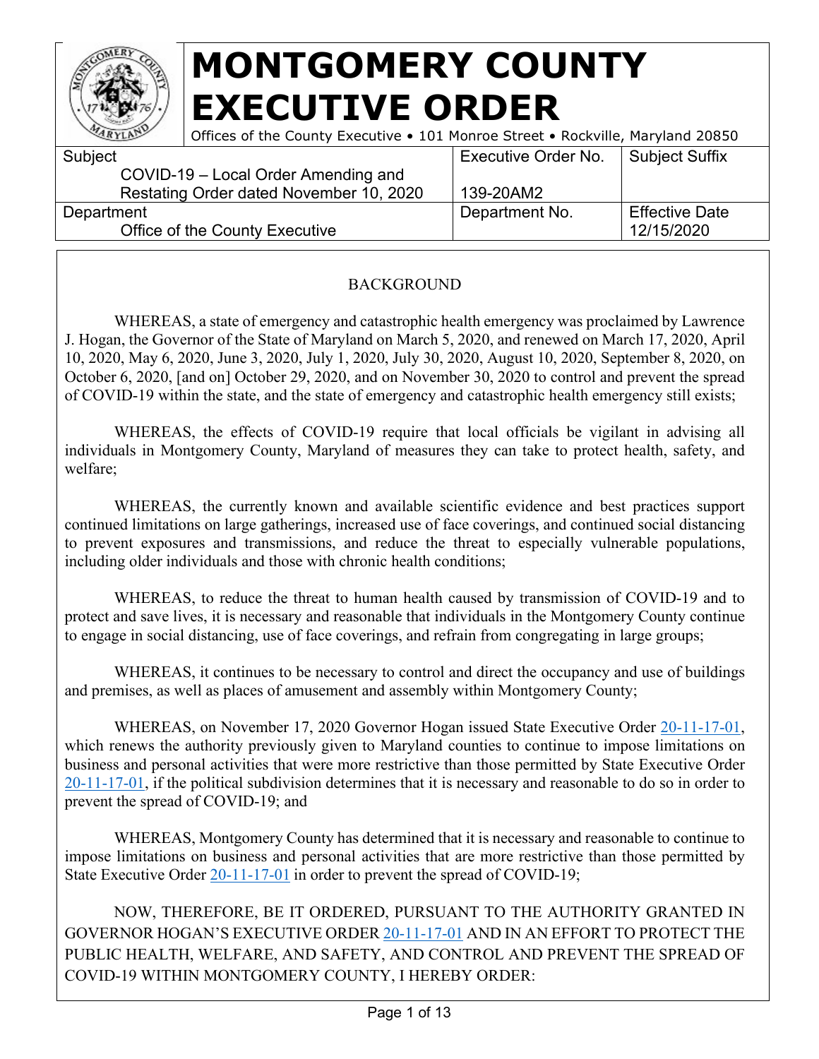# MONTGOMERY COUNTY EXECUTIVE ORDER

Offices of the County Executive • 101 Monroe Street • Rockville, Maryland 20850

| Subject | Executive Order No. | Subject Suffix |
|---|---|---|
| COVID-19 – Local Order Amending and Restating Order dated November 10, 2020 | 139-20AM2 | |
| **Department** | **Department No.** | **Effective Date** |
| Office of the County Executive | | 12/15/2020 |

## BACKGROUND

WHEREAS, a state of emergency and catastrophic health emergency was proclaimed by Lawrence J. Hogan, the Governor of the State of Maryland on March 5, 2020, and renewed on March 17, 2020, April 10, 2020, May 6, 2020, June 3, 2020, July 1, 2020, July 30, 2020, August 10, 2020, September 8, 2020, on October 6, 2020, [and on] October 29, 2020, and on November 30, 2020 to control and prevent the spread of COVID-19 within the state, and the state of emergency and catastrophic health emergency still exists;

WHEREAS, the effects of COVID-19 require that local officials be vigilant in advising all individuals in Montgomery County, Maryland of measures they can take to protect health, safety, and welfare;

WHEREAS, the currently known and available scientific evidence and best practices support continued limitations on large gatherings, increased use of face coverings, and continued social distancing to prevent exposures and transmissions, and reduce the threat to especially vulnerable populations, including older individuals and those with chronic health conditions;

WHEREAS, to reduce the threat to human health caused by transmission of COVID-19 and to protect and save lives, it is necessary and reasonable that individuals in the Montgomery County continue to engage in social distancing, use of face coverings, and refrain from congregating in large groups;

WHEREAS, it continues to be necessary to control and direct the occupancy and use of buildings and premises, as well as places of amusement and assembly within Montgomery County;

WHEREAS, on November 17, 2020 Governor Hogan issued State Executive Order 20-11-17-01, which renews the authority previously given to Maryland counties to continue to impose limitations on business and personal activities that were more restrictive than those permitted by State Executive Order 20-11-17-01, if the political subdivision determines that it is necessary and reasonable to do so in order to prevent the spread of COVID-19; and

WHEREAS, Montgomery County has determined that it is necessary and reasonable to continue to impose limitations on business and personal activities that are more restrictive than those permitted by State Executive Order 20-11-17-01 in order to prevent the spread of COVID-19;

NOW, THEREFORE, BE IT ORDERED, PURSUANT TO THE AUTHORITY GRANTED IN GOVERNOR HOGAN'S EXECUTIVE ORDER 20-11-17-01 AND IN AN EFFORT TO PROTECT THE PUBLIC HEALTH, WELFARE, AND SAFETY, AND CONTROL AND PREVENT THE SPREAD OF COVID-19 WITHIN MONTGOMERY COUNTY, I HEREBY ORDER: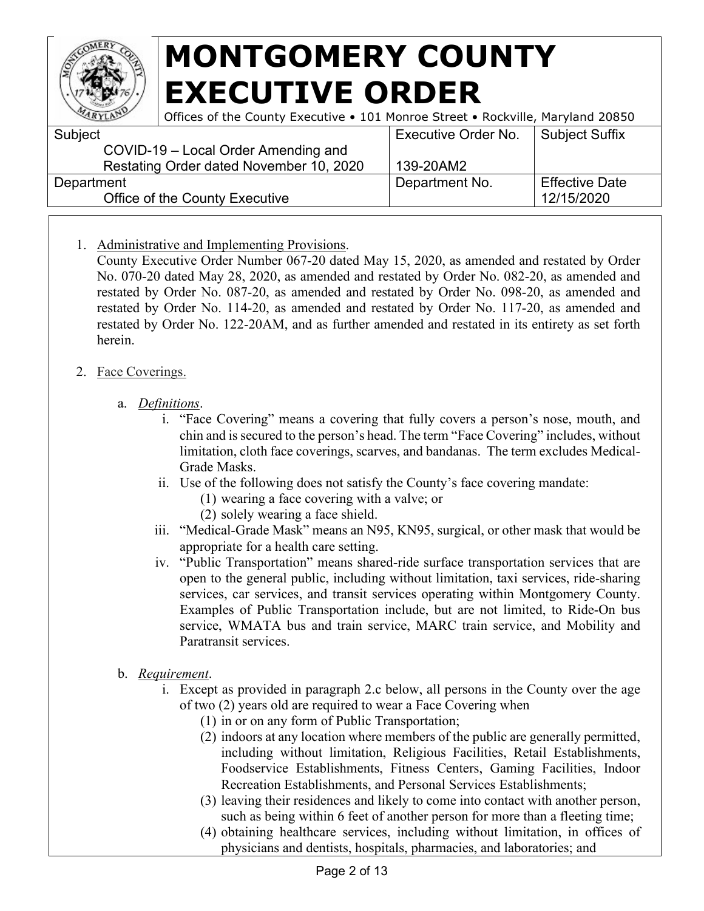# MONTGOMERY COUNTY EXECUTIVE ORDER

Offices of the County Executive • 101 Monroe Street • Rockville, Maryland 20850

| Subject | Executive Order No. | Subject Suffix |
|---|---|---|
| COVID-19 – Local Order Amending and Restating Order dated November 10, 2020 | 139-20AM2 | |
| **Department** | **Department No.** | **Effective Date** |
| Office of the County Executive | | 12/15/2020 |

1. Administrative and Implementing Provisions.
   County Executive Order Number 067-20 dated May 15, 2020, as amended and restated by Order No. 070-20 dated May 28, 2020, as amended and restated by Order No. 082-20, as amended and restated by Order No. 087-20, as amended and restated by Order No. 098-20, as amended and restated by Order No. 114-20, as amended and restated by Order No. 117-20, as amended and restated by Order No. 122-20AM, and as further amended and restated in its entirety as set forth herein.

2. Face Coverings.

   a. *Definitions*.

      i. "Face Covering" means a covering that fully covers a person's nose, mouth, and chin and is secured to the person's head. The term "Face Covering" includes, without limitation, cloth face coverings, scarves, and bandanas. The term excludes Medical-Grade Masks.

      ii. Use of the following does not satisfy the County's face covering mandate:
         (1) wearing a face covering with a valve; or
         (2) solely wearing a face shield.

      iii. "Medical-Grade Mask" means an N95, KN95, surgical, or other mask that would be appropriate for a health care setting.

      iv. "Public Transportation" means shared-ride surface transportation services that are open to the general public, including without limitation, taxi services, ride-sharing services, car services, and transit services operating within Montgomery County. Examples of Public Transportation include, but are not limited, to Ride-On bus service, WMATA bus and train service, MARC train service, and Mobility and Paratransit services.

   b. *Requirement*.

      i. Except as provided in paragraph 2.c below, all persons in the County over the age of two (2) years old are required to wear a Face Covering when
         (1) in or on any form of Public Transportation;
         (2) indoors at any location where members of the public are generally permitted, including without limitation, Religious Facilities, Retail Establishments, Foodservice Establishments, Fitness Centers, Gaming Facilities, Indoor Recreation Establishments, and Personal Services Establishments;
         (3) leaving their residences and likely to come into contact with another person, such as being within 6 feet of another person for more than a fleeting time;
         (4) obtaining healthcare services, including without limitation, in offices of physicians and dentists, hospitals, pharmacies, and laboratories; and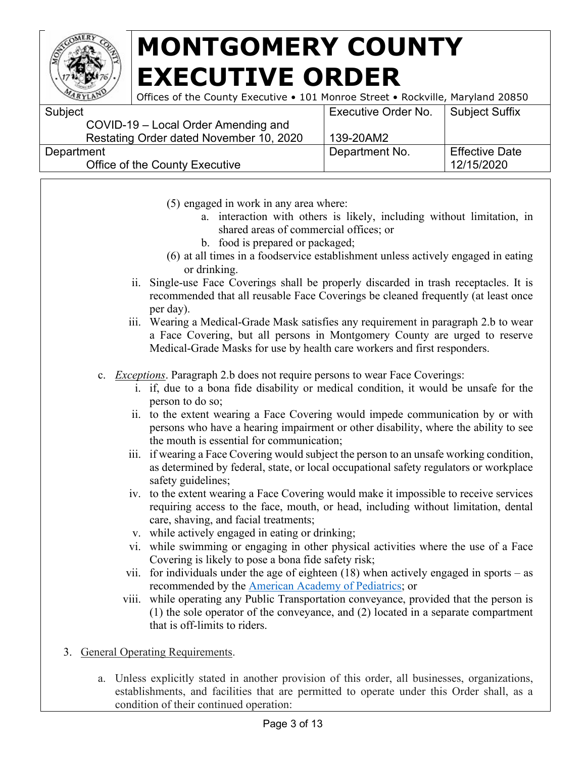(5) engaged in work in any area where:
   a. interaction with others is likely, including without limitation, in shared areas of commercial offices; or
   b. food is prepared or packaged;

(6) at all times in a foodservice establishment unless actively engaged in eating or drinking.

ii. Single-use Face Coverings shall be properly discarded in trash receptacles. It is recommended that all reusable Face Coverings be cleaned frequently (at least once per day).

iii. Wearing a Medical-Grade Mask satisfies any requirement in paragraph 2.b to wear a Face Covering, but all persons in Montgomery County are urged to reserve Medical-Grade Masks for use by health care workers and first responders.

c. *Exceptions*. Paragraph 2.b does not require persons to wear Face Coverings:

i. if, due to a bona fide disability or medical condition, it would be unsafe for the person to do so;

ii. to the extent wearing a Face Covering would impede communication by or with persons who have a hearing impairment or other disability, where the ability to see the mouth is essential for communication;

iii. if wearing a Face Covering would subject the person to an unsafe working condition, as determined by federal, state, or local occupational safety regulators or workplace safety guidelines;

iv. to the extent wearing a Face Covering would make it impossible to receive services requiring access to the face, mouth, or head, including without limitation, dental care, shaving, and facial treatments;

v. while actively engaged in eating or drinking;

vi. while swimming or engaging in other physical activities where the use of a Face Covering is likely to pose a bona fide safety risk;

vii. for individuals under the age of eighteen (18) when actively engaged in sports – as recommended by the American Academy of Pediatrics; or

viii. while operating any Public Transportation conveyance, provided that the person is (1) the sole operator of the conveyance, and (2) located in a separate compartment that is off-limits to riders.

3. General Operating Requirements.

a. Unless explicitly stated in another provision of this order, all businesses, organizations, establishments, and facilities that are permitted to operate under this Order shall, as a condition of their continued operation: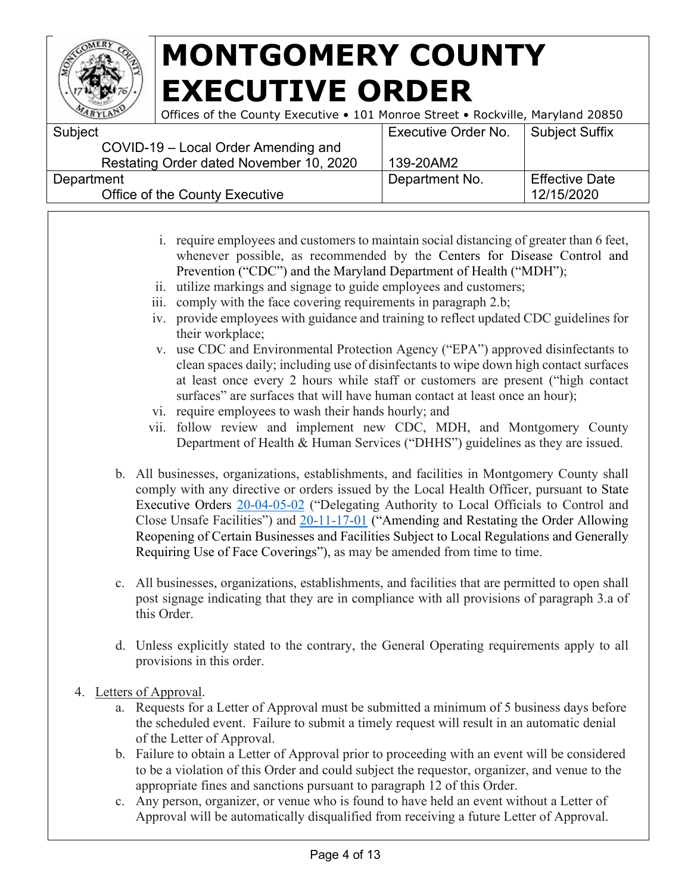i. require employees and customers to maintain social distancing of greater than 6 feet, whenever possible, as recommended by the Centers for Disease Control and Prevention ("CDC") and the Maryland Department of Health ("MDH");
ii. utilize markings and signage to guide employees and customers;
iii. comply with the face covering requirements in paragraph 2.b;
iv. provide employees with guidance and training to reflect updated CDC guidelines for their workplace;
v. use CDC and Environmental Protection Agency ("EPA") approved disinfectants to clean spaces daily; including use of disinfectants to wipe down high contact surfaces at least once every 2 hours while staff or customers are present ("high contact surfaces" are surfaces that will have human contact at least once an hour);
vi. require employees to wash their hands hourly; and
vii. follow review and implement new CDC, MDH, and Montgomery County Department of Health & Human Services ("DHHS") guidelines as they are issued.

b. All businesses, organizations, establishments, and facilities in Montgomery County shall comply with any directive or orders issued by the Local Health Officer, pursuant to State Executive Orders 20-04-05-02 ("Delegating Authority to Local Officials to Control and Close Unsafe Facilities") and 20-11-17-01 ("Amending and Restating the Order Allowing Reopening of Certain Businesses and Facilities Subject to Local Regulations and Generally Requiring Use of Face Coverings"), as may be amended from time to time.

c. All businesses, organizations, establishments, and facilities that are permitted to open shall post signage indicating that they are in compliance with all provisions of paragraph 3.a of this Order.

d. Unless explicitly stated to the contrary, the General Operating requirements apply to all provisions in this order.

4. Letters of Approval.
   a. Requests for a Letter of Approval must be submitted a minimum of 5 business days before the scheduled event. Failure to submit a timely request will result in an automatic denial of the Letter of Approval.
   b. Failure to obtain a Letter of Approval prior to proceeding with an event will be considered to be a violation of this Order and could subject the requestor, organizer, and venue to the appropriate fines and sanctions pursuant to paragraph 12 of this Order.
   c. Any person, organizer, or venue who is found to have held an event without a Letter of Approval will be automatically disqualified from receiving a future Letter of Approval.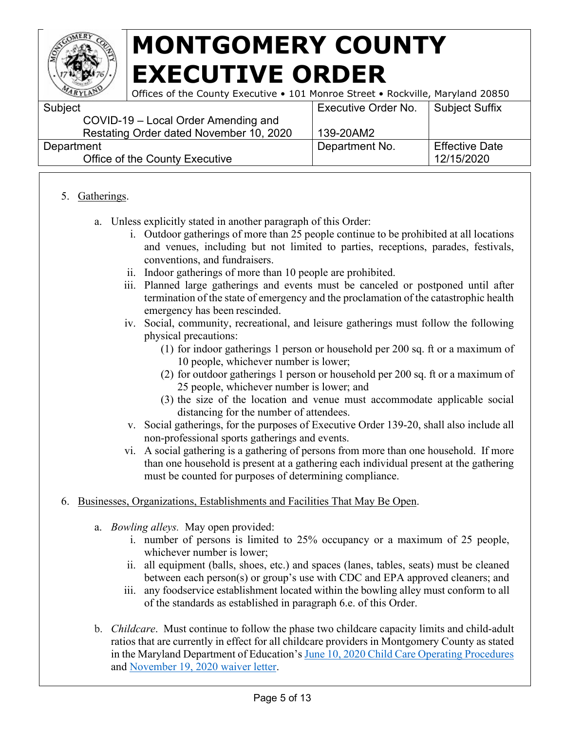# MONTGOMERY COUNTY EXECUTIVE ORDER

Offices of the County Executive • 101 Monroe Street • Rockville, Maryland 20850

| Subject | Executive Order No. | Subject Suffix |
|---|---|---|
| COVID-19 – Local Order Amending and Restating Order dated November 10, 2020 | 139-20AM2 | |
| **Department** | **Department No.** | **Effective Date** |
| Office of the County Executive | | 12/15/2020 |

5. Gatherings.

   a. Unless explicitly stated in another paragraph of this Order:

      i. Outdoor gatherings of more than 25 people continue to be prohibited at all locations and venues, including but not limited to parties, receptions, parades, festivals, conventions, and fundraisers.

      ii. Indoor gatherings of more than 10 people are prohibited.

      iii. Planned large gatherings and events must be canceled or postponed until after termination of the state of emergency and the proclamation of the catastrophic health emergency has been rescinded.

      iv. Social, community, recreational, and leisure gatherings must follow the following physical precautions:

         (1) for indoor gatherings 1 person or household per 200 sq. ft or a maximum of 10 people, whichever number is lower;

         (2) for outdoor gatherings 1 person or household per 200 sq. ft or a maximum of 25 people, whichever number is lower; and

         (3) the size of the location and venue must accommodate applicable social distancing for the number of attendees.

      v. Social gatherings, for the purposes of Executive Order 139-20, shall also include all non-professional sports gatherings and events.

      vi. A social gathering is a gathering of persons from more than one household. If more than one household is present at a gathering each individual present at the gathering must be counted for purposes of determining compliance.

6. Businesses, Organizations, Establishments and Facilities That May Be Open.

   a. *Bowling alleys.* May open provided:

      i. number of persons is limited to 25% occupancy or a maximum of 25 people, whichever number is lower;

      ii. all equipment (balls, shoes, etc.) and spaces (lanes, tables, seats) must be cleaned between each person(s) or group's use with CDC and EPA approved cleaners; and

      iii. any foodservice establishment located within the bowling alley must conform to all of the standards as established in paragraph 6.e. of this Order.

   b. *Childcare*. Must continue to follow the phase two childcare capacity limits and child-adult ratios that are currently in effect for all childcare providers in Montgomery County as stated in the Maryland Department of Education's June 10, 2020 Child Care Operating Procedures and November 19, 2020 waiver letter.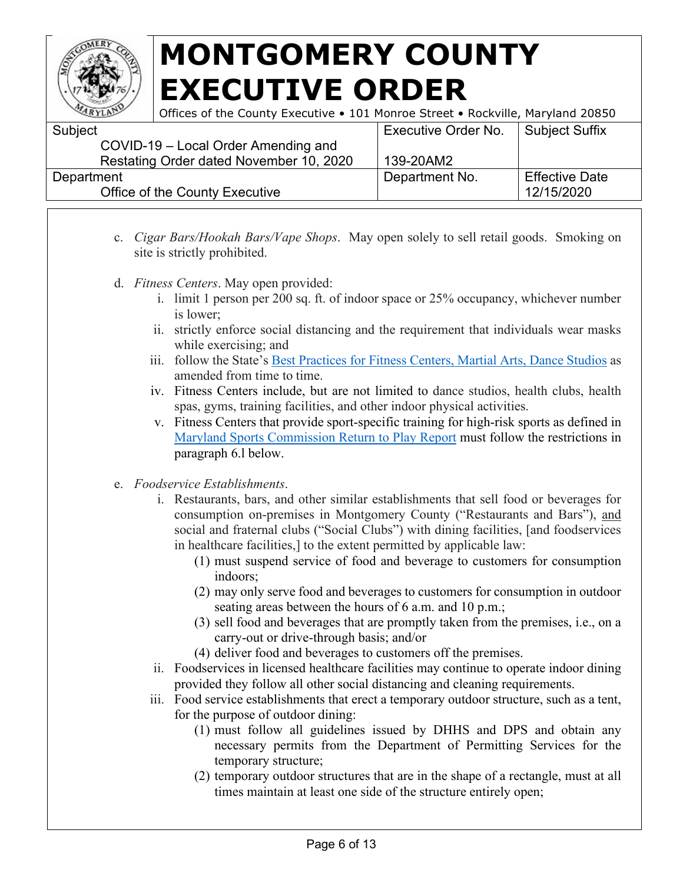c. *Cigar Bars/Hookah Bars/Vape Shops*. May open solely to sell retail goods. Smoking on site is strictly prohibited.

d. *Fitness Centers*. May open provided:

   i. limit 1 person per 200 sq. ft. of indoor space or 25% occupancy, whichever number is lower;

   ii. strictly enforce social distancing and the requirement that individuals wear masks while exercising; and

   iii. follow the State's Best Practices for Fitness Centers, Martial Arts, Dance Studios as amended from time to time.

   iv. Fitness Centers include, but are not limited to dance studios, health clubs, health spas, gyms, training facilities, and other indoor physical activities.

   v. Fitness Centers that provide sport-specific training for high-risk sports as defined in Maryland Sports Commission Return to Play Report must follow the restrictions in paragraph 6.l below.

e. *Foodservice Establishments*.

   i. Restaurants, bars, and other similar establishments that sell food or beverages for consumption on-premises in Montgomery County ("Restaurants and Bars"), and social and fraternal clubs ("Social Clubs") with dining facilities, [and foodservices in healthcare facilities,] to the extent permitted by applicable law:

      (1) must suspend service of food and beverage to customers for consumption indoors;

      (2) may only serve food and beverages to customers for consumption in outdoor seating areas between the hours of 6 a.m. and 10 p.m.;

      (3) sell food and beverages that are promptly taken from the premises, i.e., on a carry-out or drive-through basis; and/or

      (4) deliver food and beverages to customers off the premises.

   ii. Foodservices in licensed healthcare facilities may continue to operate indoor dining provided they follow all other social distancing and cleaning requirements.

   iii. Food service establishments that erect a temporary outdoor structure, such as a tent, for the purpose of outdoor dining:

      (1) must follow all guidelines issued by DHHS and DPS and obtain any necessary permits from the Department of Permitting Services for the temporary structure;

      (2) temporary outdoor structures that are in the shape of a rectangle, must at all times maintain at least one side of the structure entirely open;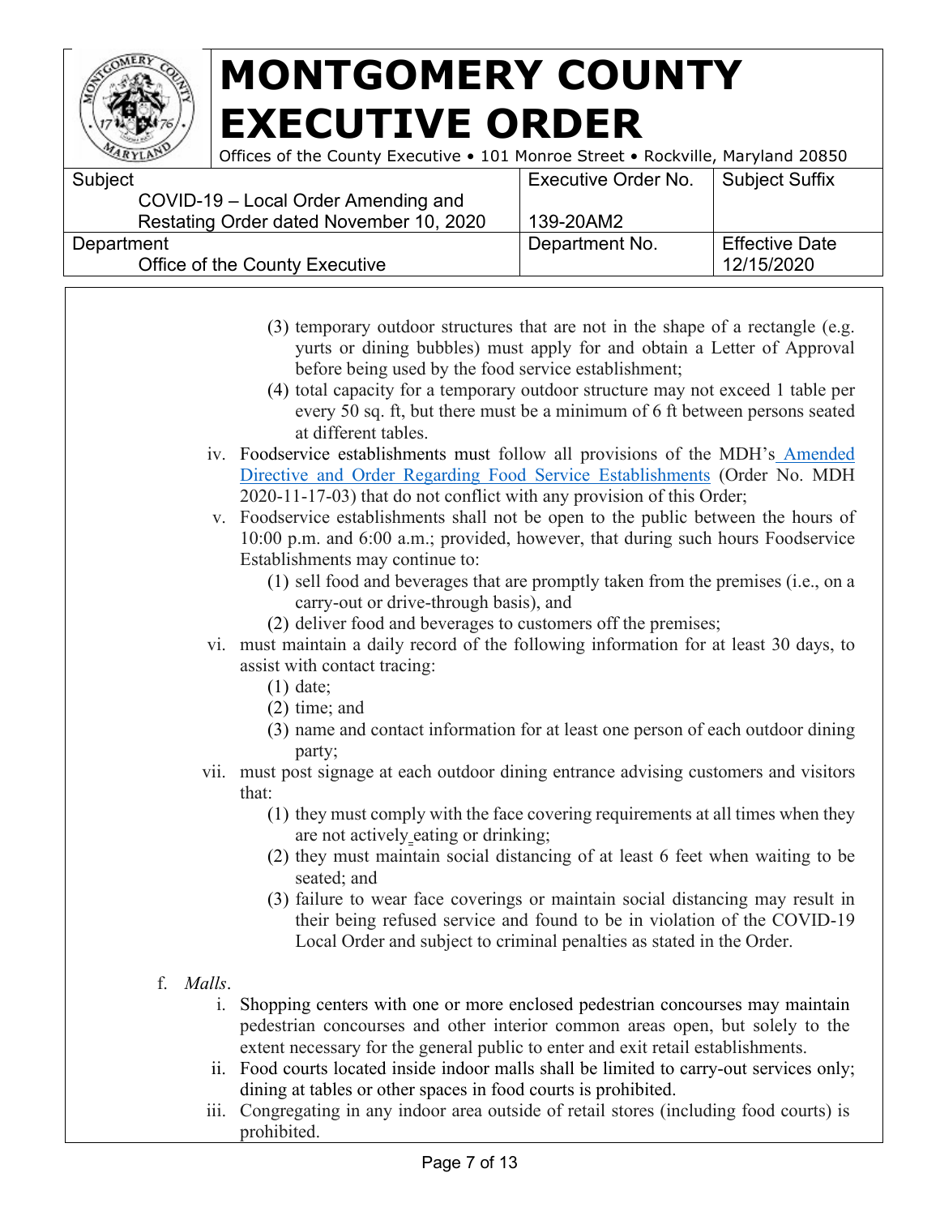(3) temporary outdoor structures that are not in the shape of a rectangle (e.g. yurts or dining bubbles) must apply for and obtain a Letter of Approval before being used by the food service establishment;

(4) total capacity for a temporary outdoor structure may not exceed 1 table per every 50 sq. ft, but there must be a minimum of 6 ft between persons seated at different tables.

iv. Foodservice establishments must follow all provisions of the MDH's Amended Directive and Order Regarding Food Service Establishments (Order No. MDH 2020-11-17-03) that do not conflict with any provision of this Order;

v. Foodservice establishments shall not be open to the public between the hours of 10:00 p.m. and 6:00 a.m.; provided, however, that during such hours Foodservice Establishments may continue to:

(1) sell food and beverages that are promptly taken from the premises (i.e., on a carry-out or drive-through basis), and

(2) deliver food and beverages to customers off the premises;

vi. must maintain a daily record of the following information for at least 30 days, to assist with contact tracing:

(1) date;

(2) time; and

(3) name and contact information for at least one person of each outdoor dining party;

vii. must post signage at each outdoor dining entrance advising customers and visitors that:

(1) they must comply with the face covering requirements at all times when they are not actively eating or drinking;

(2) they must maintain social distancing of at least 6 feet when waiting to be seated; and

(3) failure to wear face coverings or maintain social distancing may result in their being refused service and found to be in violation of the COVID-19 Local Order and subject to criminal penalties as stated in the Order.

f. *Malls*.

i. Shopping centers with one or more enclosed pedestrian concourses may maintain pedestrian concourses and other interior common areas open, but solely to the extent necessary for the general public to enter and exit retail establishments.

ii. Food courts located inside indoor malls shall be limited to carry-out services only; dining at tables or other spaces in food courts is prohibited.

iii. Congregating in any indoor area outside of retail stores (including food courts) is prohibited.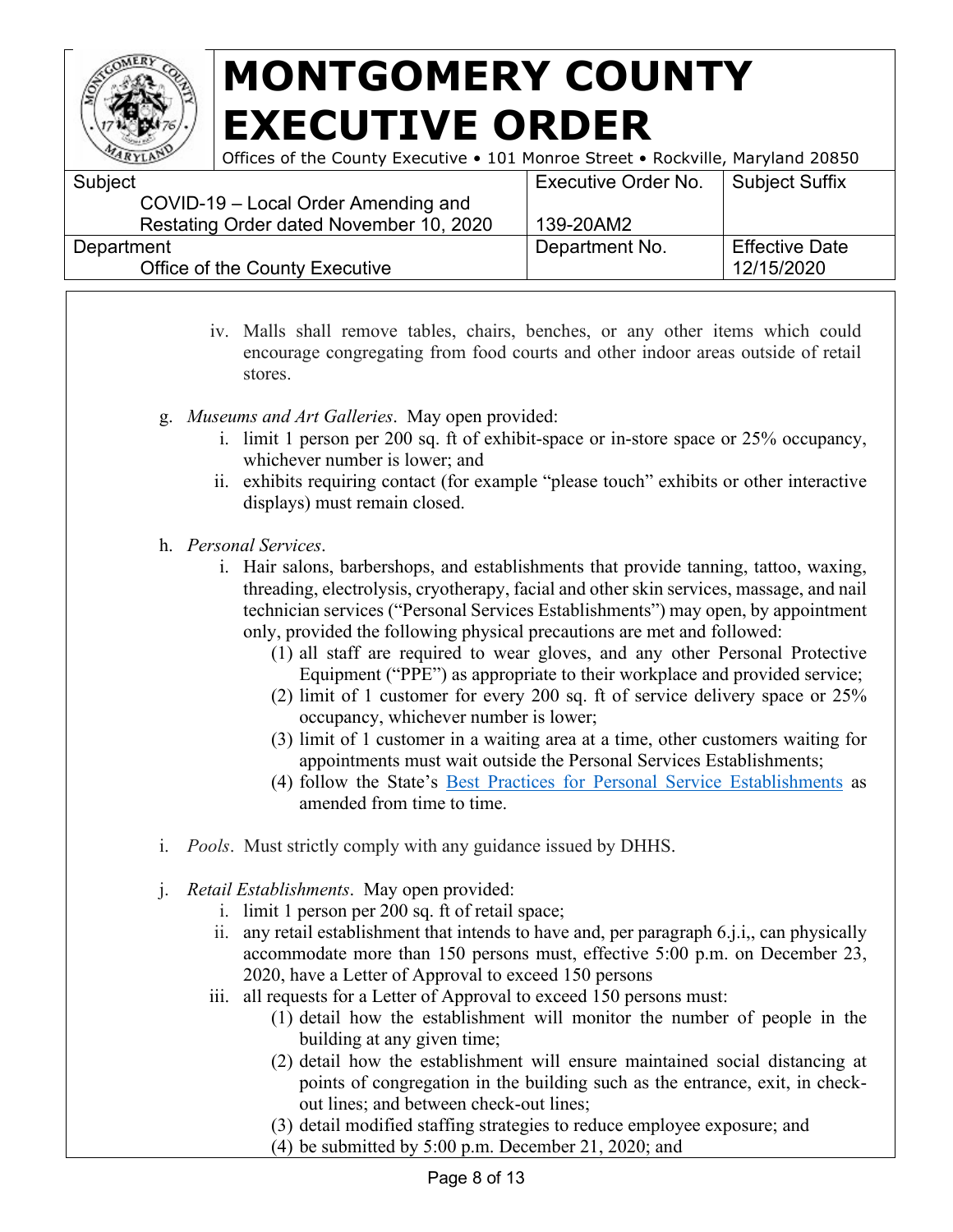iv. Malls shall remove tables, chairs, benches, or any other items which could encourage congregating from food courts and other indoor areas outside of retail stores.

g. *Museums and Art Galleries*. May open provided:
   i. limit 1 person per 200 sq. ft of exhibit-space or in-store space or 25% occupancy, whichever number is lower; and
   ii. exhibits requiring contact (for example "please touch" exhibits or other interactive displays) must remain closed.

h. *Personal Services*.
   i. Hair salons, barbershops, and establishments that provide tanning, tattoo, waxing, threading, electrolysis, cryotherapy, facial and other skin services, massage, and nail technician services ("Personal Services Establishments") may open, by appointment only, provided the following physical precautions are met and followed:
      (1) all staff are required to wear gloves, and any other Personal Protective Equipment ("PPE") as appropriate to their workplace and provided service;
      (2) limit of 1 customer for every 200 sq. ft of service delivery space or 25% occupancy, whichever number is lower;
      (3) limit of 1 customer in a waiting area at a time, other customers waiting for appointments must wait outside the Personal Services Establishments;
      (4) follow the State's Best Practices for Personal Service Establishments as amended from time to time.

i. *Pools*. Must strictly comply with any guidance issued by DHHS.

j. *Retail Establishments*. May open provided:
   i. limit 1 person per 200 sq. ft of retail space;
   ii. any retail establishment that intends to have and, per paragraph 6.j.i,, can physically accommodate more than 150 persons must, effective 5:00 p.m. on December 23, 2020, have a Letter of Approval to exceed 150 persons
   iii. all requests for a Letter of Approval to exceed 150 persons must:
      (1) detail how the establishment will monitor the number of people in the building at any given time;
      (2) detail how the establishment will ensure maintained social distancing at points of congregation in the building such as the entrance, exit, in check-out lines; and between check-out lines;
      (3) detail modified staffing strategies to reduce employee exposure; and
      (4) be submitted by 5:00 p.m. December 21, 2020; and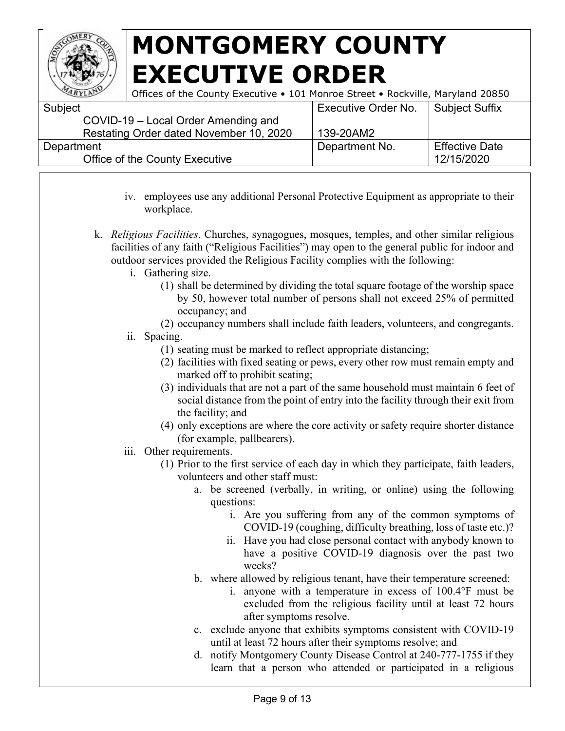iv. employees use any additional Personal Protective Equipment as appropriate to their workplace.

k. *Religious Facilities*. Churches, synagogues, mosques, temples, and other similar religious facilities of any faith ("Religious Facilities") may open to the general public for indoor and outdoor services provided the Religious Facility complies with the following:

   i. Gathering size.
      (1) shall be determined by dividing the total square footage of the worship space by 50, however total number of persons shall not exceed 25% of permitted occupancy; and
      (2) occupancy numbers shall include faith leaders, volunteers, and congregants.

   ii. Spacing.
      (1) seating must be marked to reflect appropriate distancing;
      (2) facilities with fixed seating or pews, every other row must remain empty and marked off to prohibit seating;
      (3) individuals that are not a part of the same household must maintain 6 feet of social distance from the point of entry into the facility through their exit from the facility; and
      (4) only exceptions are where the core activity or safety require shorter distance (for example, pallbearers).

   iii. Other requirements.
      (1) Prior to the first service of each day in which they participate, faith leaders, volunteers and other staff must:
         a. be screened (verbally, in writing, or online) using the following questions:
            i. Are you suffering from any of the common symptoms of COVID-19 (coughing, difficulty breathing, loss of taste etc.)?
            ii. Have you had close personal contact with anybody known to have a positive COVID-19 diagnosis over the past two weeks?
         b. where allowed by religious tenant, have their temperature screened:
            i. anyone with a temperature in excess of 100.4°F must be excluded from the religious facility until at least 72 hours after symptoms resolve.
         c. exclude anyone that exhibits symptoms consistent with COVID-19 until at least 72 hours after their symptoms resolve; and
         d. notify Montgomery County Disease Control at 240-777-1755 if they learn that a person who attended or participated in a religious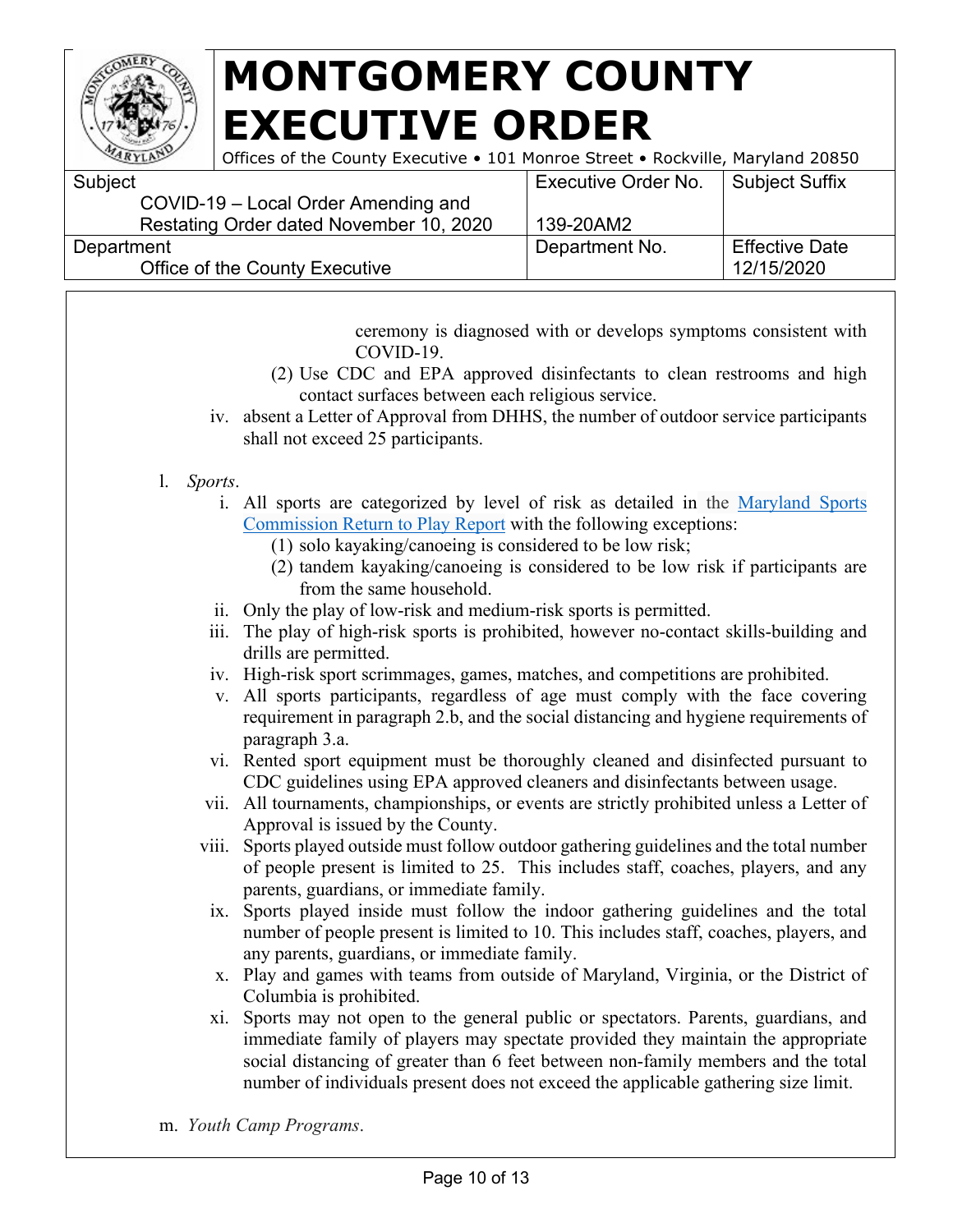ceremony is diagnosed with or develops symptoms consistent with COVID-19.

(2) Use CDC and EPA approved disinfectants to clean restrooms and high contact surfaces between each religious service.

iv. absent a Letter of Approval from DHHS, the number of outdoor service participants shall not exceed 25 participants.

l. *Sports*.

i. All sports are categorized by level of risk as detailed in the [Maryland Sports Commission Return to Play Report]() with the following exceptions:

(1) solo kayaking/canoeing is considered to be low risk;

(2) tandem kayaking/canoeing is considered to be low risk if participants are from the same household.

ii. Only the play of low-risk and medium-risk sports is permitted.

iii. The play of high-risk sports is prohibited, however no-contact skills-building and drills are permitted.

iv. High-risk sport scrimmages, games, matches, and competitions are prohibited.

v. All sports participants, regardless of age must comply with the face covering requirement in paragraph 2.b, and the social distancing and hygiene requirements of paragraph 3.a.

vi. Rented sport equipment must be thoroughly cleaned and disinfected pursuant to CDC guidelines using EPA approved cleaners and disinfectants between usage.

vii. All tournaments, championships, or events are strictly prohibited unless a Letter of Approval is issued by the County.

viii. Sports played outside must follow outdoor gathering guidelines and the total number of people present is limited to 25. This includes staff, coaches, players, and any parents, guardians, or immediate family.

ix. Sports played inside must follow the indoor gathering guidelines and the total number of people present is limited to 10. This includes staff, coaches, players, and any parents, guardians, or immediate family.

x. Play and games with teams from outside of Maryland, Virginia, or the District of Columbia is prohibited.

xi. Sports may not open to the general public or spectators. Parents, guardians, and immediate family of players may spectate provided they maintain the appropriate social distancing of greater than 6 feet between non-family members and the total number of individuals present does not exceed the applicable gathering size limit.

m. *Youth Camp Programs*.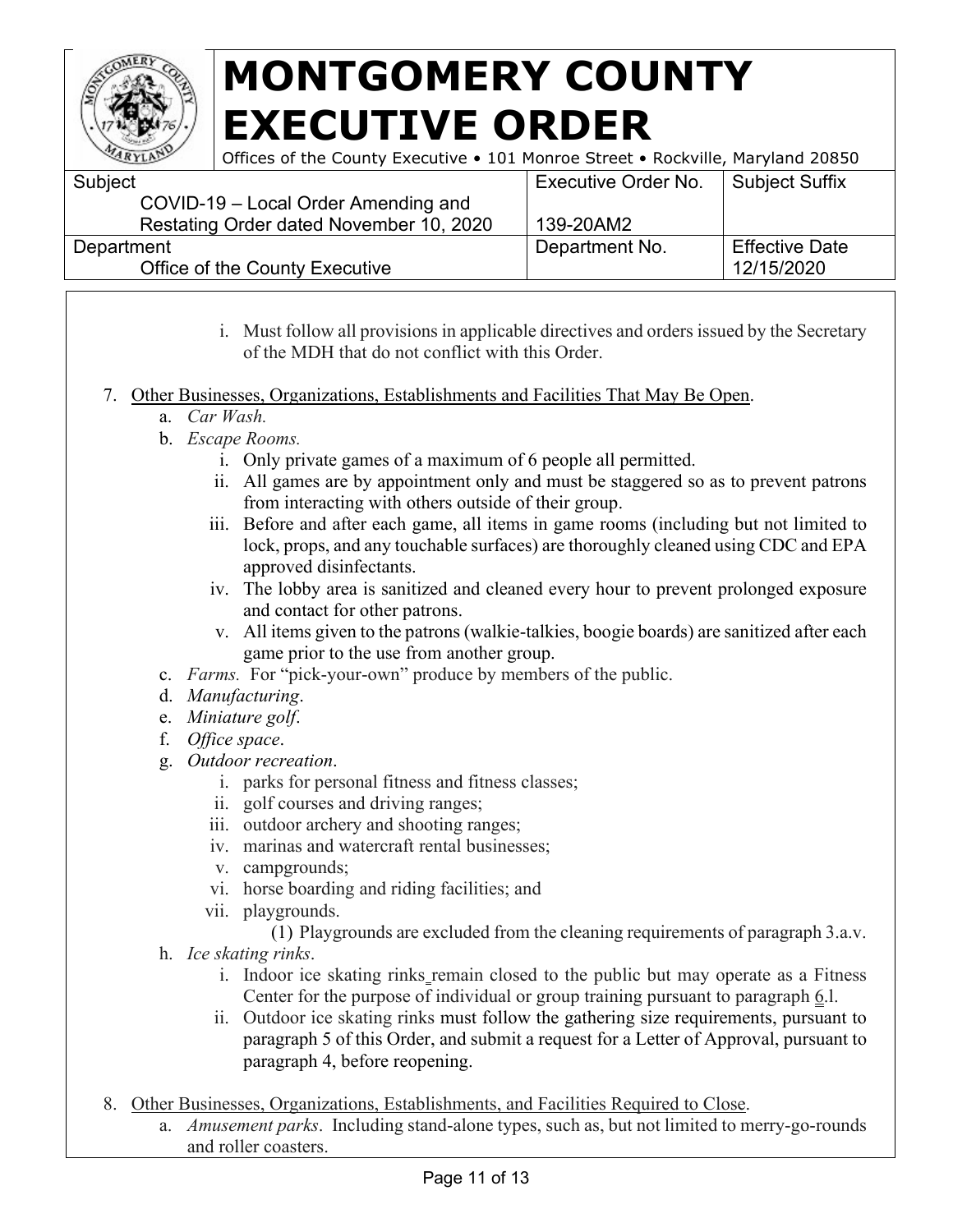i. Must follow all provisions in applicable directives and orders issued by the Secretary of the MDH that do not conflict with this Order.

7. <u>Other Businesses, Organizations, Establishments and Facilities That May Be Open</u>.
   a. *Car Wash.*
   b. *Escape Rooms.*
      i. Only private games of a maximum of 6 people all permitted.
      ii. All games are by appointment only and must be staggered so as to prevent patrons from interacting with others outside of their group.
      iii. Before and after each game, all items in game rooms (including but not limited to lock, props, and any touchable surfaces) are thoroughly cleaned using CDC and EPA approved disinfectants.
      iv. The lobby area is sanitized and cleaned every hour to prevent prolonged exposure and contact for other patrons.
      v. All items given to the patrons (walkie-talkies, boogie boards) are sanitized after each game prior to the use from another group.
   c. *Farms.* For "pick-your-own" produce by members of the public.
   d. *Manufacturing*.
   e. *Miniature golf*.
   f. *Office space*.
   g. *Outdoor recreation*.
      i. parks for personal fitness and fitness classes;
      ii. golf courses and driving ranges;
      iii. outdoor archery and shooting ranges;
      iv. marinas and watercraft rental businesses;
      v. campgrounds;
      vi. horse boarding and riding facilities; and
      vii. playgrounds.
         (1) Playgrounds are excluded from the cleaning requirements of paragraph 3.a.v.
   h. *Ice skating rinks*.
      i. Indoor ice skating rinks remain closed to the public but may operate as a Fitness Center for the purpose of individual or group training pursuant to paragraph 6.l.
      ii. Outdoor ice skating rinks must follow the gathering size requirements, pursuant to paragraph 5 of this Order, and submit a request for a Letter of Approval, pursuant to paragraph 4, before reopening.

8. <u>Other Businesses, Organizations, Establishments, and Facilities Required to Close</u>.
   a. *Amusement parks*. Including stand-alone types, such as, but not limited to merry-go-rounds and roller coasters.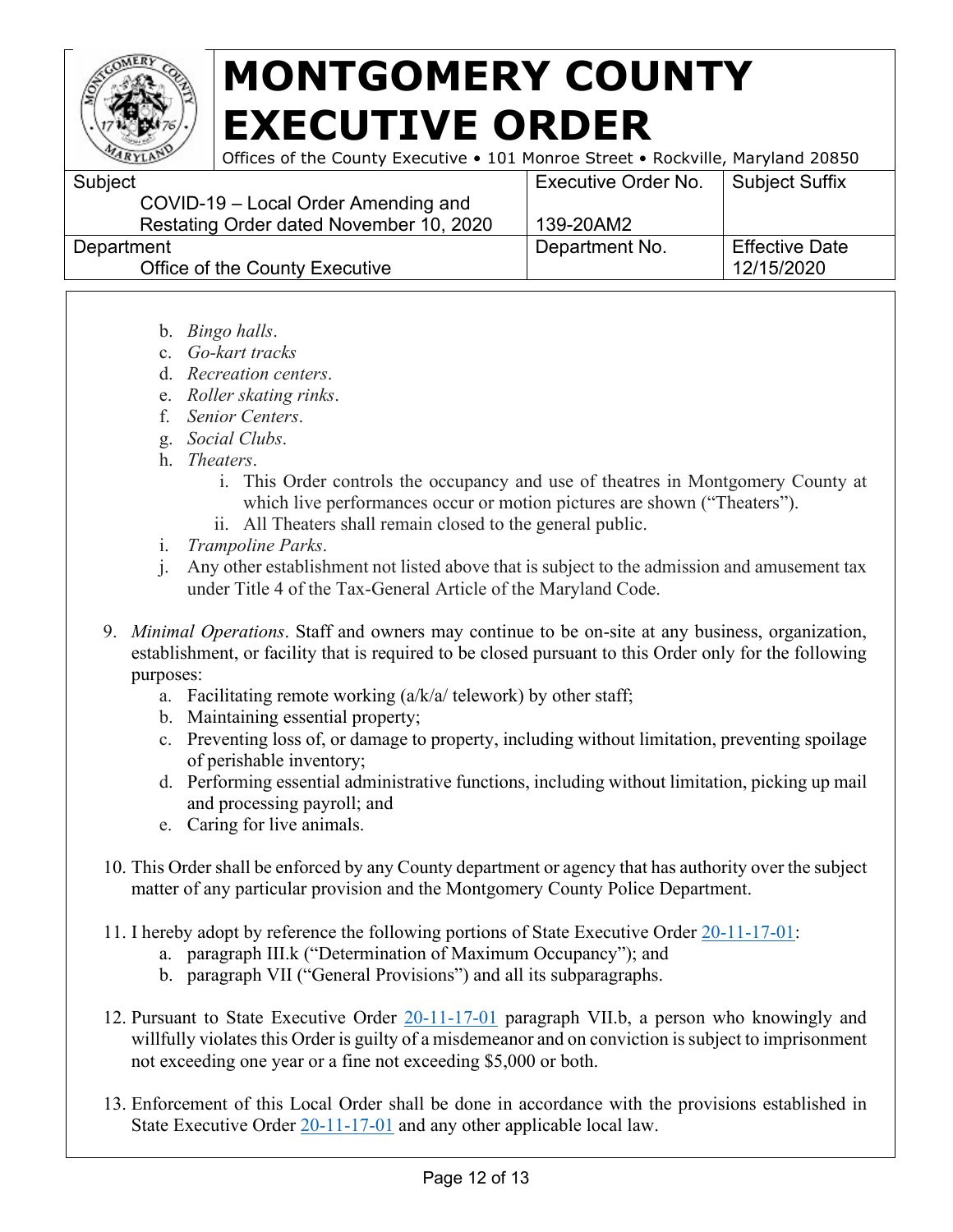b. *Bingo halls*.
c. *Go-kart tracks*
d. *Recreation centers*.
e. *Roller skating rinks*.
f. *Senior Centers*.
g. *Social Clubs*.
h. *Theaters*.
    i. This Order controls the occupancy and use of theatres in Montgomery County at which live performances occur or motion pictures are shown ("Theaters").
    ii. All Theaters shall remain closed to the general public.
i. *Trampoline Parks*.
j. Any other establishment not listed above that is subject to the admission and amusement tax under Title 4 of the Tax-General Article of the Maryland Code.

9. *Minimal Operations*. Staff and owners may continue to be on-site at any business, organization, establishment, or facility that is required to be closed pursuant to this Order only for the following purposes:
    a. Facilitating remote working (a/k/a/ telework) by other staff;
    b. Maintaining essential property;
    c. Preventing loss of, or damage to property, including without limitation, preventing spoilage of perishable inventory;
    d. Performing essential administrative functions, including without limitation, picking up mail and processing payroll; and
    e. Caring for live animals.

10. This Order shall be enforced by any County department or agency that has authority over the subject matter of any particular provision and the Montgomery County Police Department.

11. I hereby adopt by reference the following portions of State Executive Order 20-11-17-01:
    a. paragraph III.k ("Determination of Maximum Occupancy"); and
    b. paragraph VII ("General Provisions") and all its subparagraphs.

12. Pursuant to State Executive Order 20-11-17-01 paragraph VII.b, a person who knowingly and willfully violates this Order is guilty of a misdemeanor and on conviction is subject to imprisonment not exceeding one year or a fine not exceeding $5,000 or both.

13. Enforcement of this Local Order shall be done in accordance with the provisions established in State Executive Order 20-11-17-01 and any other applicable local law.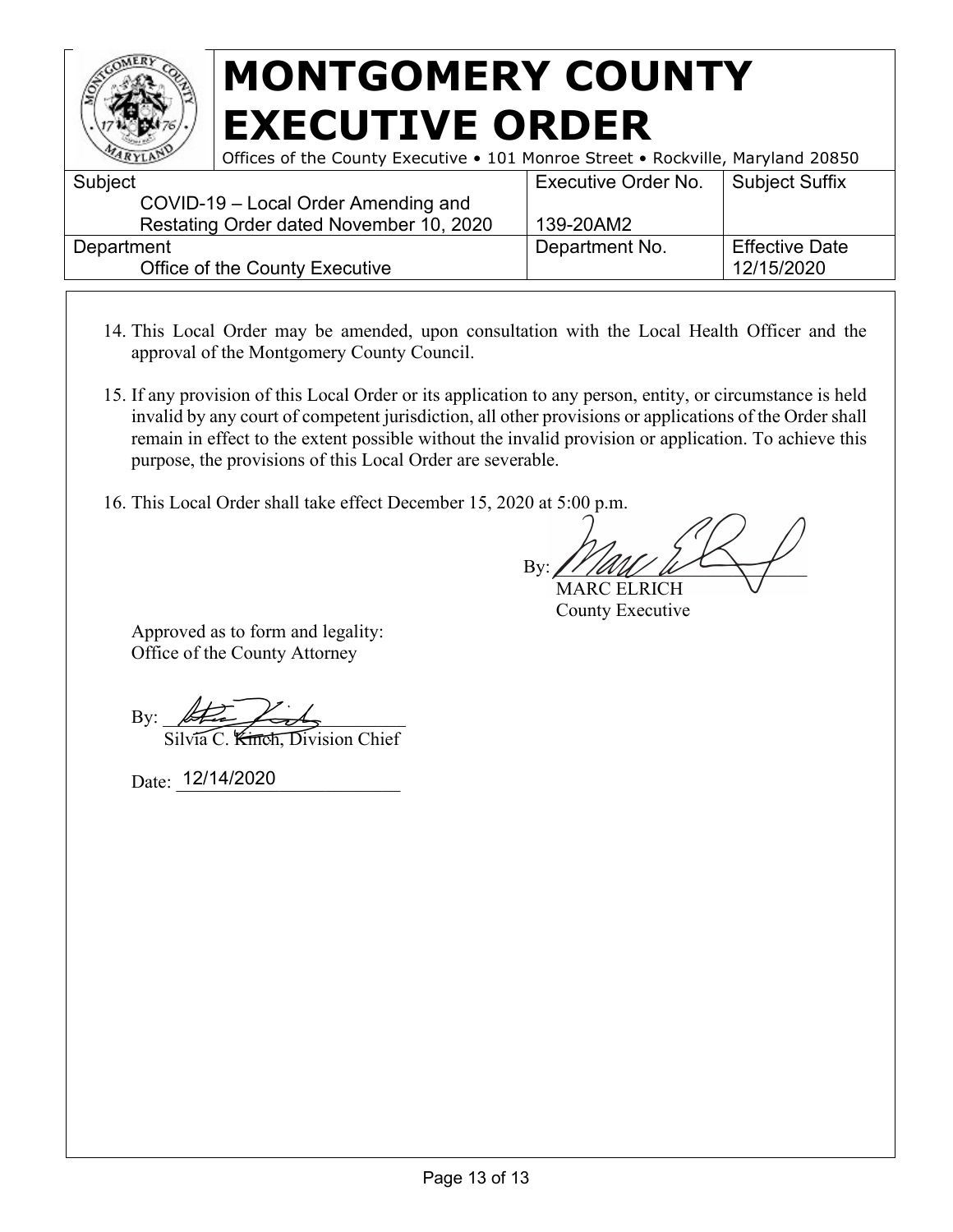# MONTGOMERY COUNTY EXECUTIVE ORDER

Offices of the County Executive • 101 Monroe Street • Rockville, Maryland 20850

| Subject | Executive Order No. | Subject Suffix |
|---|---|---|
| COVID-19 – Local Order Amending and Restating Order dated November 10, 2020 | 139-20AM2 | |
| Department | Department No. | Effective Date |
| Office of the County Executive | | 12/15/2020 |

14. This Local Order may be amended, upon consultation with the Local Health Officer and the approval of the Montgomery County Council.

15. If any provision of this Local Order or its application to any person, entity, or circumstance is held invalid by any court of competent jurisdiction, all other provisions or applications of the Order shall remain in effect to the extent possible without the invalid provision or application. To achieve this purpose, the provisions of this Local Order are severable.

16. This Local Order shall take effect December 15, 2020 at 5:00 p.m.

By: ______________________
MARC ELRICH
County Executive

Approved as to form and legality:
Office of the County Attorney

By: ______________________
Silvia C. Kinch, Division Chief

Date: 12/14/2020